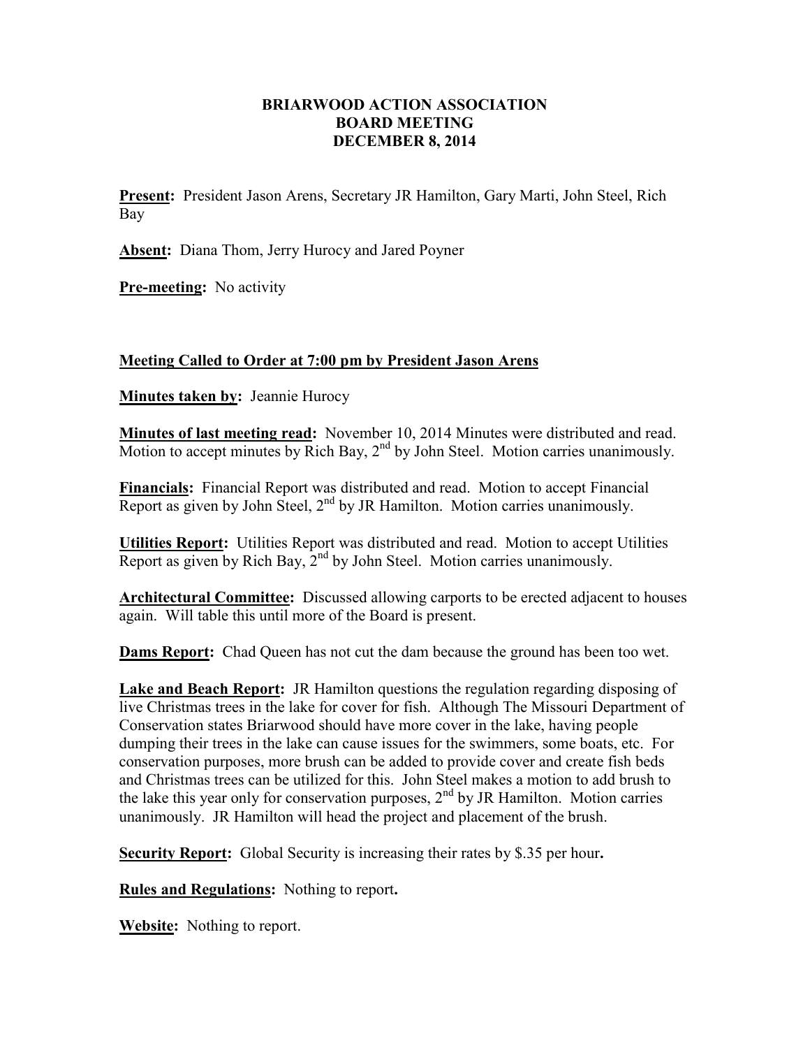# BRIARWOOD ACTION ASSOCIATION
## BOARD MEETING
## DECEMBER 8, 2014

**Present:** President Jason Arens, Secretary JR Hamilton, Gary Marti, John Steel, Rich Bay

**Absent:** Diana Thom, Jerry Hurocy and Jared Poyner

**Pre-meeting:** No activity

**Meeting Called to Order at 7:00 pm by President Jason Arens**

**Minutes taken by:** Jeannie Hurocy

**Minutes of last meeting read:** November 10, 2014 Minutes were distributed and read. Motion to accept minutes by Rich Bay, 2nd by John Steel. Motion carries unanimously.

**Financials:** Financial Report was distributed and read. Motion to accept Financial Report as given by John Steel, 2nd by JR Hamilton. Motion carries unanimously.

**Utilities Report:** Utilities Report was distributed and read. Motion to accept Utilities Report as given by Rich Bay, 2nd by John Steel. Motion carries unanimously.

**Architectural Committee:** Discussed allowing carports to be erected adjacent to houses again. Will table this until more of the Board is present.

**Dams Report:** Chad Queen has not cut the dam because the ground has been too wet.

**Lake and Beach Report:** JR Hamilton questions the regulation regarding disposing of live Christmas trees in the lake for cover for fish. Although The Missouri Department of Conservation states Briarwood should have more cover in the lake, having people dumping their trees in the lake can cause issues for the swimmers, some boats, etc. For conservation purposes, more brush can be added to provide cover and create fish beds and Christmas trees can be utilized for this. John Steel makes a motion to add brush to the lake this year only for conservation purposes, 2nd by JR Hamilton. Motion carries unanimously. JR Hamilton will head the project and placement of the brush.

**Security Report:** Global Security is increasing their rates by $.35 per hour.

**Rules and Regulations:** Nothing to report.

**Website:** Nothing to report.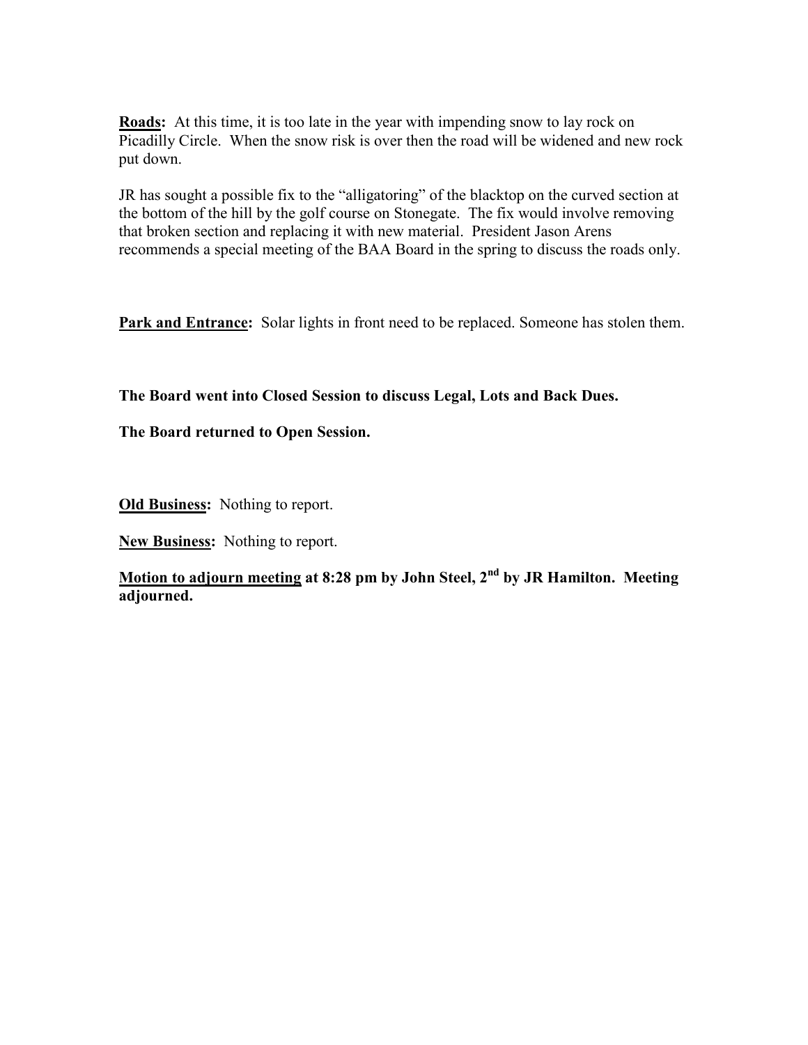**<u>Roads</u>:** At this time, it is too late in the year with impending snow to lay rock on Picadilly Circle. When the snow risk is over then the road will be widened and new rock put down.

JR has sought a possible fix to the "alligatoring" of the blacktop on the curved section at the bottom of the hill by the golf course on Stonegate. The fix would involve removing that broken section and replacing it with new material. President Jason Arens recommends a special meeting of the BAA Board in the spring to discuss the roads only.

**<u>Park and Entrance</u>:** Solar lights in front need to be replaced. Someone has stolen them.

**The Board went into Closed Session to discuss Legal, Lots and Back Dues.**

**The Board returned to Open Session.**

**<u>Old Business</u>:** Nothing to report.

**<u>New Business</u>:** Nothing to report.

**<u>Motion to adjourn meeting</u> at 8:28 pm by John Steel, 2nd by JR Hamilton. Meeting adjourned.**